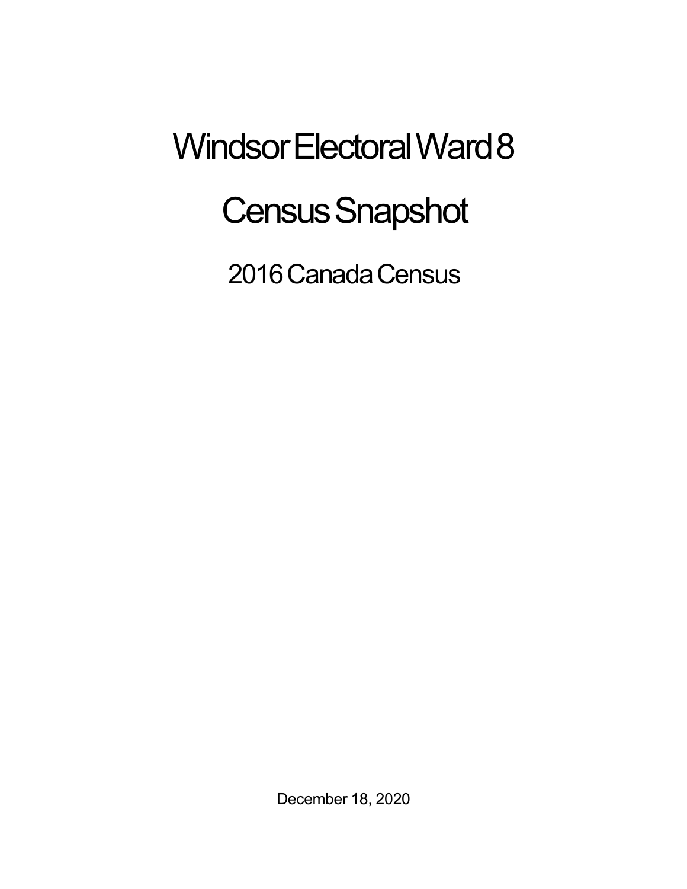# Windsor Electoral Ward 8

# Census Snapshot

## 2016 Canada Census

December 18, 2020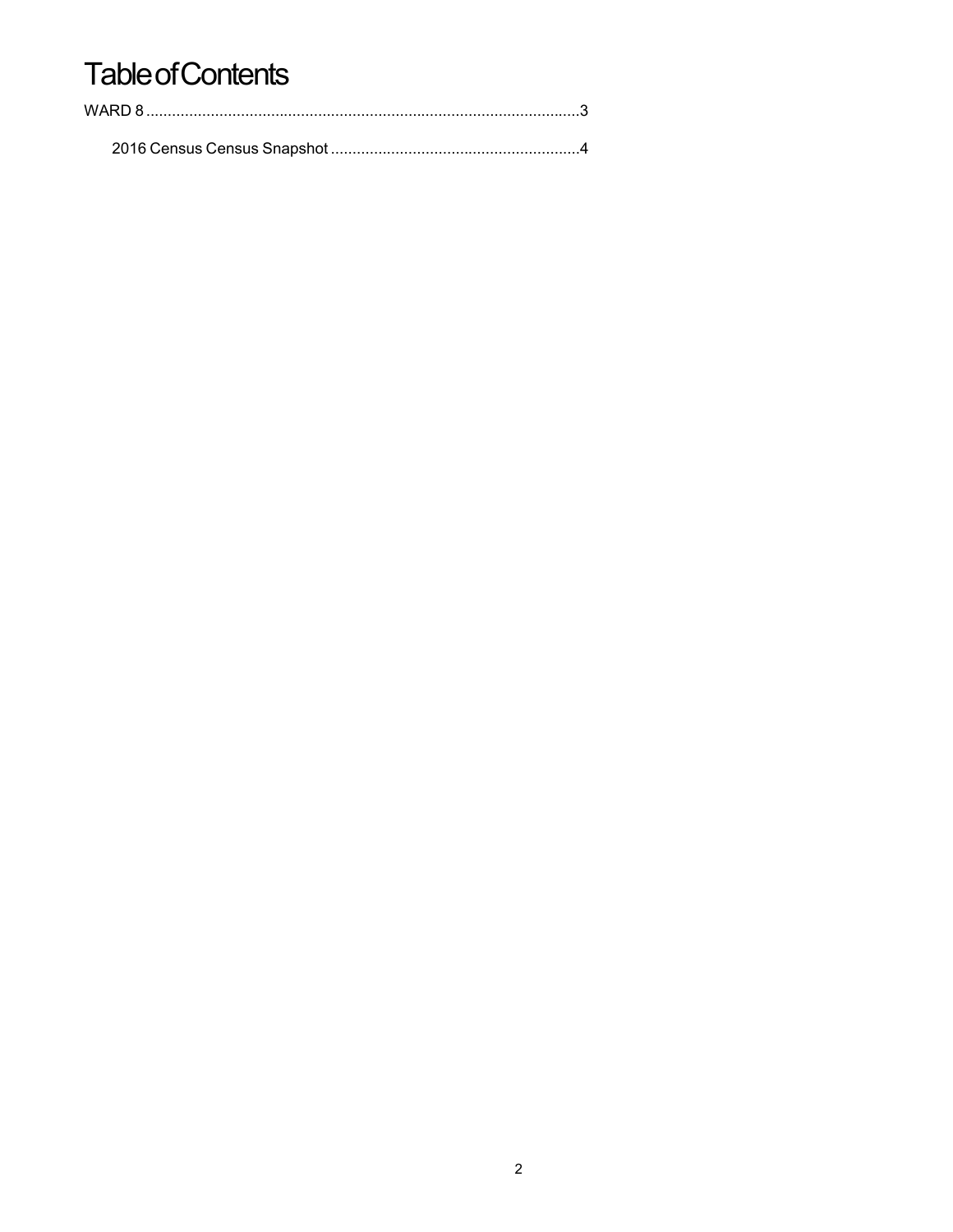# Table of Contents

WARD 8 ....................................................................................................3

  2016 Census Census Snapshot .........................................................4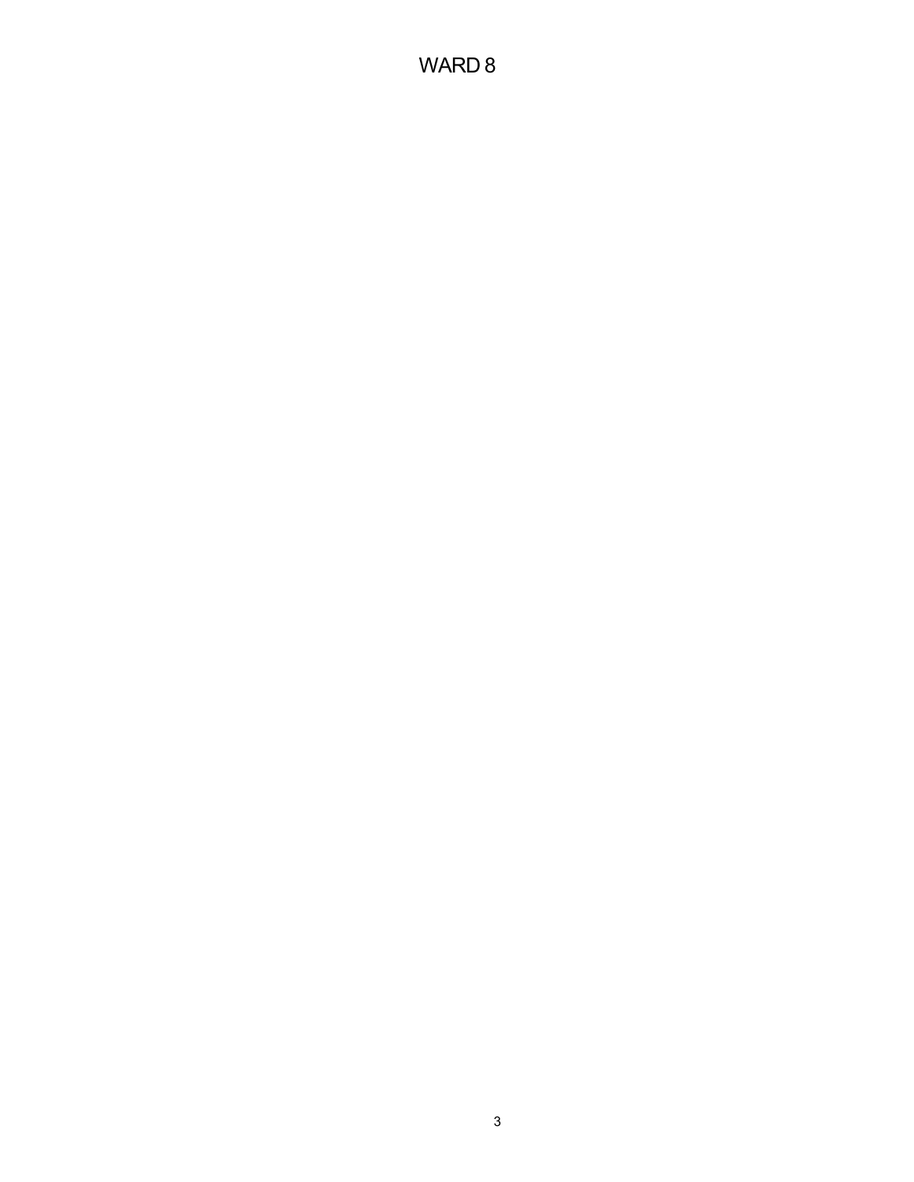# WARD 8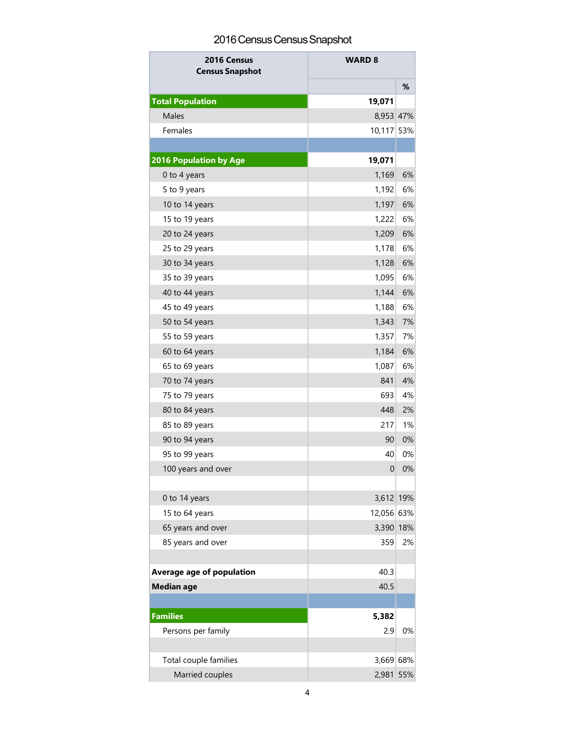# 2016 Census Census Snapshot

| 2016 Census Census Snapshot | WARD 8 | |
|---|---|---|
| | | % |
| **Total Population** | **19,071** | |
| Males | 8,953 | 47% |
| Females | 10,117 | 53% |
| | | |
| **2016 Population by Age** | **19,071** | |
| 0 to 4 years | 1,169 | 6% |
| 5 to 9 years | 1,192 | 6% |
| 10 to 14 years | 1,197 | 6% |
| 15 to 19 years | 1,222 | 6% |
| 20 to 24 years | 1,209 | 6% |
| 25 to 29 years | 1,178 | 6% |
| 30 to 34 years | 1,128 | 6% |
| 35 to 39 years | 1,095 | 6% |
| 40 to 44 years | 1,144 | 6% |
| 45 to 49 years | 1,188 | 6% |
| 50 to 54 years | 1,343 | 7% |
| 55 to 59 years | 1,357 | 7% |
| 60 to 64 years | 1,184 | 6% |
| 65 to 69 years | 1,087 | 6% |
| 70 to 74 years | 841 | 4% |
| 75 to 79 years | 693 | 4% |
| 80 to 84 years | 448 | 2% |
| 85 to 89 years | 217 | 1% |
| 90 to 94 years | 90 | 0% |
| 95 to 99 years | 40 | 0% |
| 100 years and over | 0 | 0% |
| | | |
| 0 to 14 years | 3,612 | 19% |
| 15 to 64 years | 12,056 | 63% |
| 65 years and over | 3,390 | 18% |
| 85 years and over | 359 | 2% |
| | | |
| **Average age of population** | 40.3 | |
| **Median age** | 40.5 | |
| | | |
| **Families** | **5,382** | |
| Persons per family | 2.9 | 0% |
| | | |
| Total couple families | 3,669 | 68% |
| Married couples | 2,981 | 55% |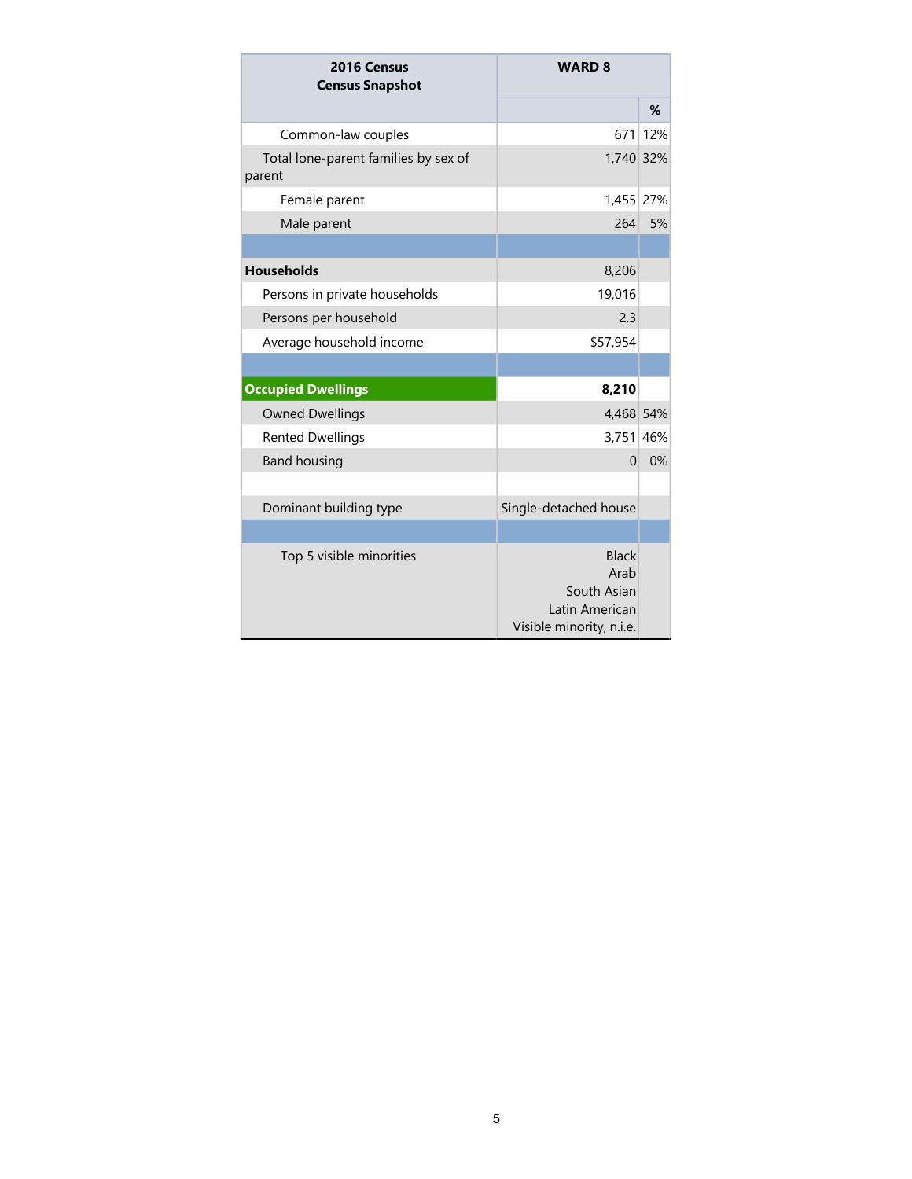| 2016 Census<br>Census Snapshot | WARD 8 | |
|---|---|---|
| | | % |
| Common-law couples | 671 | 12% |
| Total lone-parent families by sex of parent | 1,740 | 32% |
| Female parent | 1,455 | 27% |
| Male parent | 264 | 5% |
| | | |
| **Households** | 8,206 | |
| Persons in private households | 19,016 | |
| Persons per household | 2.3 | |
| Average household income | $57,954 | |
| | | |
| **Occupied Dwellings** | **8,210** | |
| Owned Dwellings | 4,468 | 54% |
| Rented Dwellings | 3,751 | 46% |
| Band housing | 0 | 0% |
| | | |
| Dominant building type | Single-detached house | |
| | | |
| Top 5 visible minorities | Black<br>Arab<br>South Asian<br>Latin American<br>Visible minority, n.i.e. | |